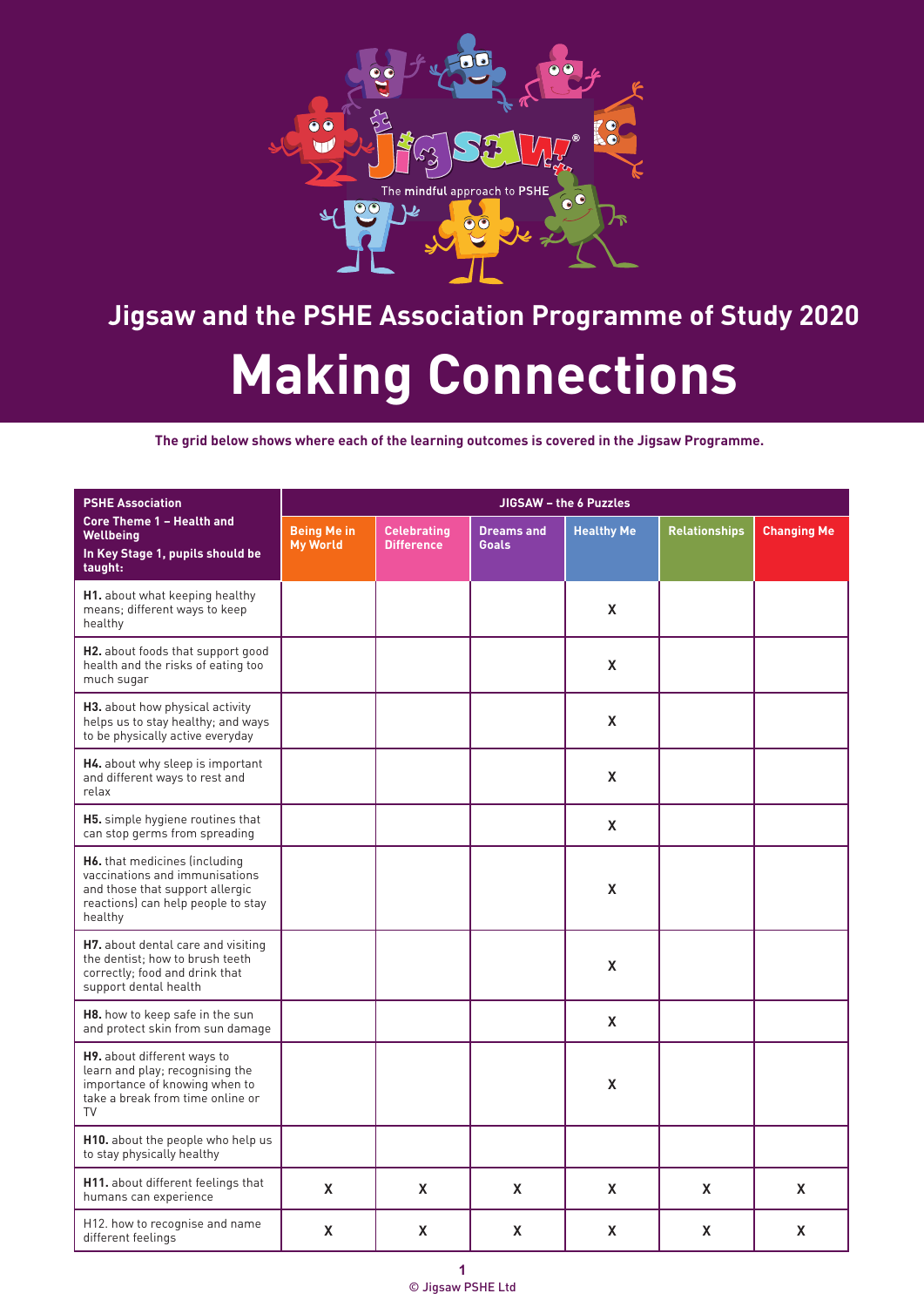Jigsaw – The mindful approach to PSHE

## Jigsaw and the PSHE Association Programme of Study 2020

# Making Connections

**The grid below shows where each of the learning outcomes is covered in the Jigsaw Programme.**

| **PSHE Association Core Theme 1 – Health and Wellbeing In Key Stage 1, pupils should be taught:** | **JIGSAW – the 6 Puzzles** | | | | | |
|---|---|---|---|---|---|---|
| | **Being Me in My World** | **Celebrating Difference** | **Dreams and Goals** | **Healthy Me** | **Relationships** | **Changing Me** |
| **H1.** about what keeping healthy means; different ways to keep healthy | | | | X | | |
| **H2.** about foods that support good health and the risks of eating too much sugar | | | | X | | |
| **H3.** about how physical activity helps us to stay healthy; and ways to be physically active everyday | | | | X | | |
| **H4.** about why sleep is important and different ways to rest and relax | | | | X | | |
| **H5.** simple hygiene routines that can stop germs from spreading | | | | X | | |
| **H6.** that medicines (including vaccinations and immunisations and those that support allergic reactions) can help people to stay healthy | | | | X | | |
| **H7.** about dental care and visiting the dentist; how to brush teeth correctly; food and drink that support dental health | | | | X | | |
| **H8.** how to keep safe in the sun and protect skin from sun damage | | | | X | | |
| **H9.** about different ways to learn and play; recognising the importance of knowing when to take a break from time online or TV | | | | X | | |
| **H10.** about the people who help us to stay physically healthy | | | | | | |
| **H11.** about different feelings that humans can experience | X | X | X | X | X | X |
| H12. how to recognise and name different feelings | X | X | X | X | X | X |

© Jigsaw PSHE Ltd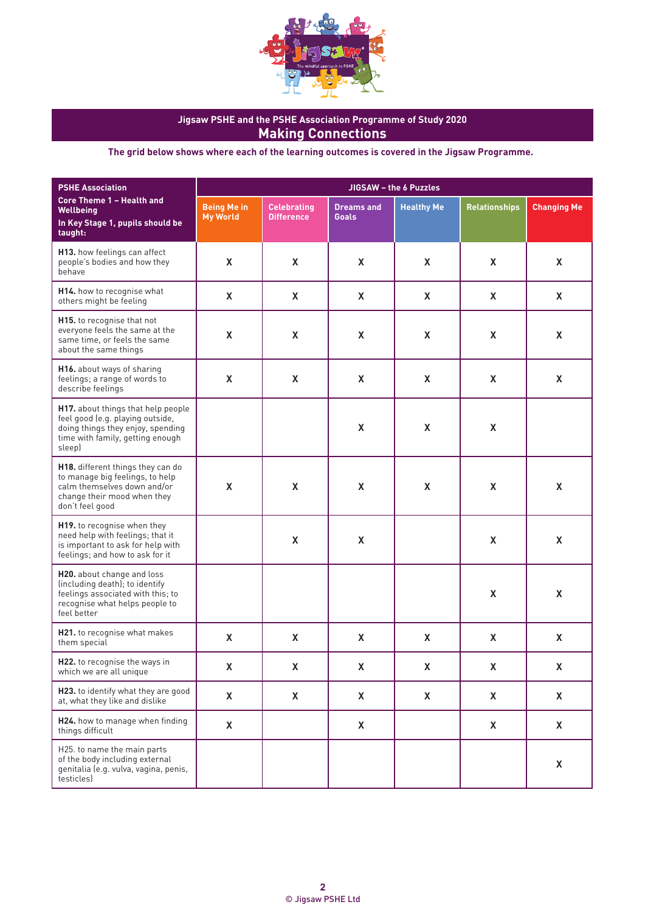## Jigsaw PSHE and the PSHE Association Programme of Study 2020

# Making Connections

**The grid below shows where each of the learning outcomes is covered in the Jigsaw Programme.**

| PSHE Association Core Theme 1 – Health and Wellbeing. In Key Stage 1, pupils should be taught: | JIGSAW – the 6 Puzzles | | | | | |
|---|---|---|---|---|---|---|
| | Being Me in My World | Celebrating Difference | Dreams and Goals | Healthy Me | Relationships | Changing Me |
| **H13.** how feelings can affect people's bodies and how they behave | X | X | X | X | X | X |
| **H14.** how to recognise what others might be feeling | X | X | X | X | X | X |
| **H15.** to recognise that not everyone feels the same at the same time, or feels the same about the same things | X | X | X | X | X | X |
| **H16.** about ways of sharing feelings; a range of words to describe feelings | X | X | X | X | X | X |
| **H17.** about things that help people feel good (e.g. playing outside, doing things they enjoy, spending time with family, getting enough sleep) | | | X | X | X | |
| **H18.** different things they can do to manage big feelings, to help calm themselves down and/or change their mood when they don't feel good | X | X | X | X | X | X |
| **H19.** to recognise when they need help with feelings; that it is important to ask for help with feelings; and how to ask for it | | X | X | | X | X |
| **H20.** about change and loss (including death); to identify feelings associated with this; to recognise what helps people to feel better | | | | | X | X |
| **H21.** to recognise what makes them special | X | X | X | X | X | X |
| **H22.** to recognise the ways in which we are all unique | X | X | X | X | X | X |
| **H23.** to identify what they are good at, what they like and dislike | X | X | X | X | X | X |
| **H24.** how to manage when finding things difficult | X | | X | | X | X |
| H25. to name the main parts of the body including external genitalia (e.g. vulva, vagina, penis, testicles) | | | | | | X |

© Jigsaw PSHE Ltd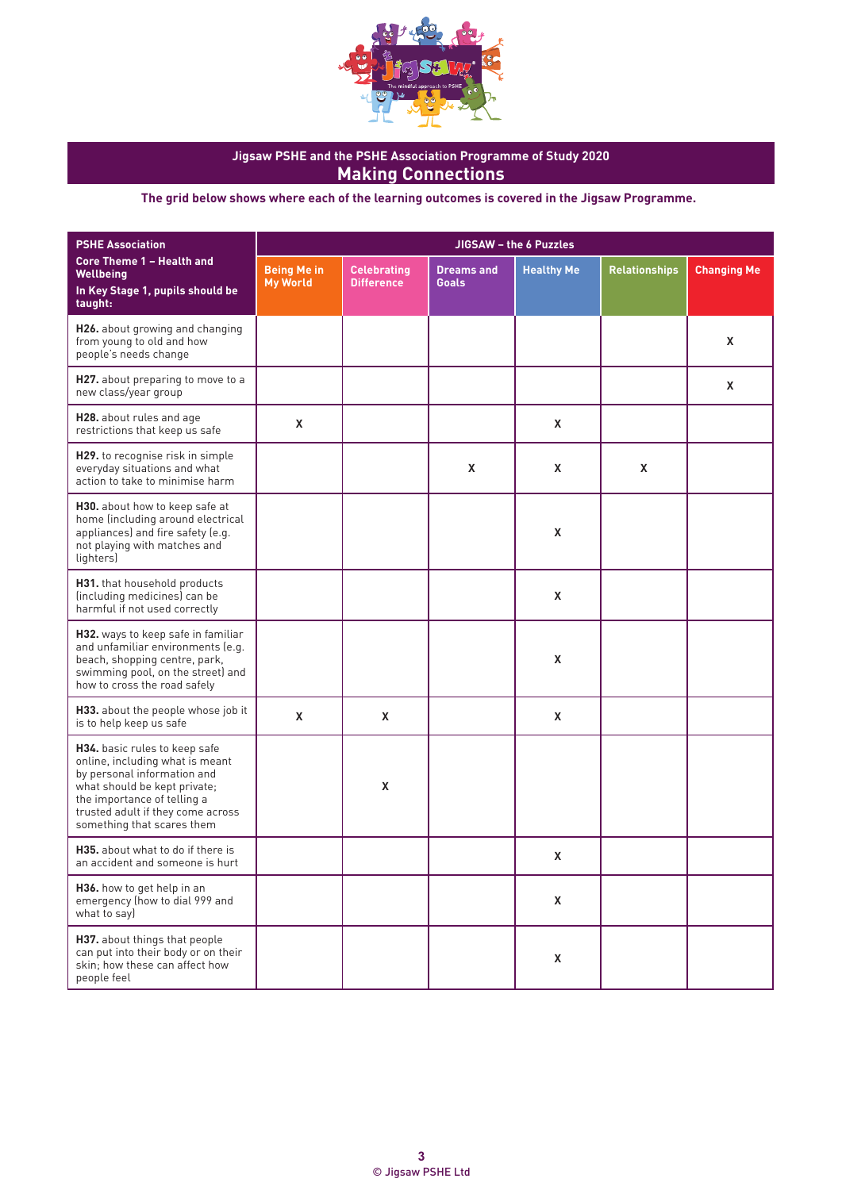## Jigsaw PSHE and the PSHE Association Programme of Study 2020

# Making Connections

**The grid below shows where each of the learning outcomes is covered in the Jigsaw Programme.**

| **PSHE Association Core Theme 1 – Health and Wellbeing**<br>**In Key Stage 1, pupils should be taught:** | **JIGSAW – the 6 Puzzles** | | | | | |
|---|---|---|---|---|---|---|
| | **Being Me in My World** | **Celebrating Difference** | **Dreams and Goals** | **Healthy Me** | **Relationships** | **Changing Me** |
| **H26.** about growing and changing from young to old and how people's needs change | | | | | | X |
| **H27.** about preparing to move to a new class/year group | | | | | | X |
| **H28.** about rules and age restrictions that keep us safe | X | | | X | | |
| **H29.** to recognise risk in simple everyday situations and what action to take to minimise harm | | | X | X | X | |
| **H30.** about how to keep safe at home (including around electrical appliances) and fire safety (e.g. not playing with matches and lighters) | | | | X | | |
| **H31.** that household products (including medicines) can be harmful if not used correctly | | | | X | | |
| **H32.** ways to keep safe in familiar and unfamiliar environments (e.g. beach, shopping centre, park, swimming pool, on the street) and how to cross the road safely | | | | X | | |
| **H33.** about the people whose job it is to help keep us safe | X | X | | X | | |
| **H34.** basic rules to keep safe online, including what is meant by personal information and what should be kept private; the importance of telling a trusted adult if they come across something that scares them | | X | | | | |
| **H35.** about what to do if there is an accident and someone is hurt | | | | X | | |
| **H36.** how to get help in an emergency (how to dial 999 and what to say) | | | | X | | |
| **H37.** about things that people can put into their body or on their skin; how these can affect how people feel | | | | X | | |

© Jigsaw PSHE Ltd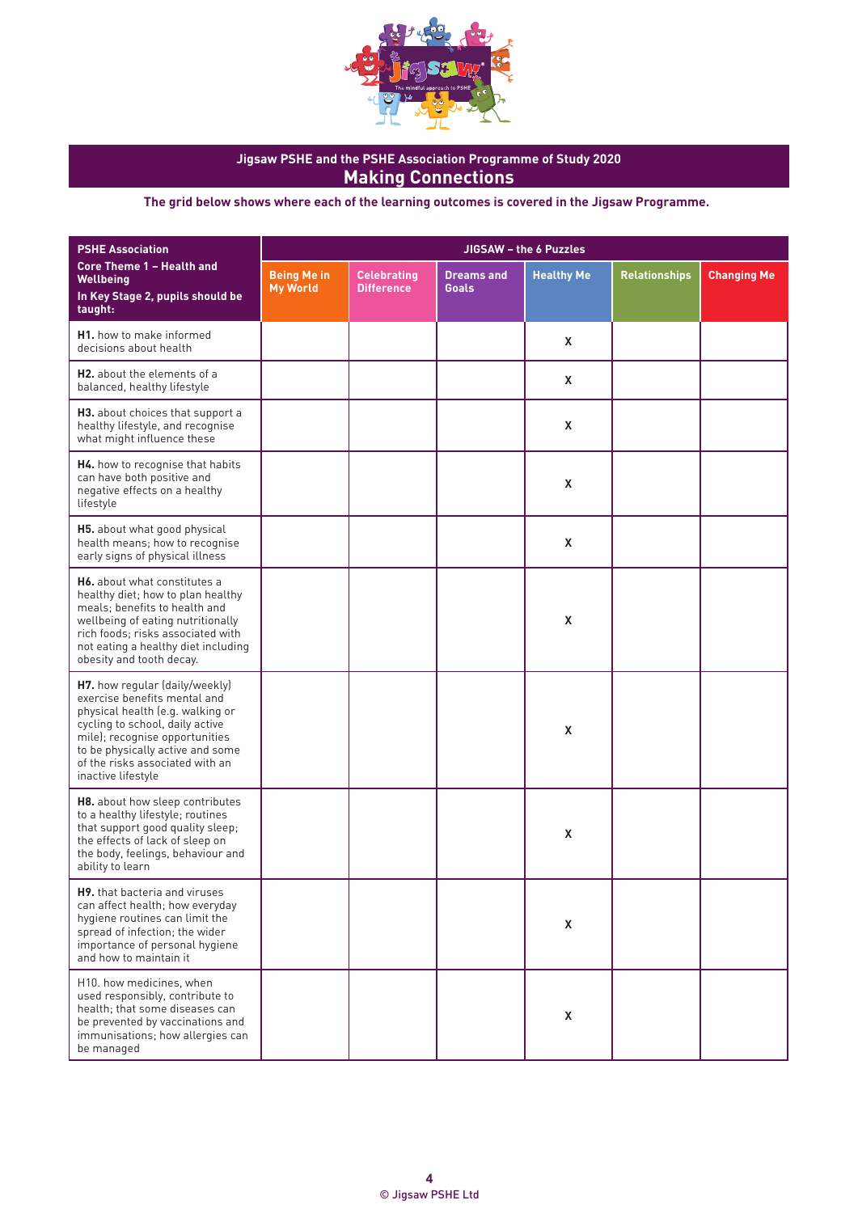## Jigsaw PSHE and the PSHE Association Programme of Study 2020

# Making Connections

**The grid below shows where each of the learning outcomes is covered in the Jigsaw Programme.**

| **PSHE Association**<br>**Core Theme 1 – Health and Wellbeing**<br>**In Key Stage 2, pupils should be taught:** | **JIGSAW – the 6 Puzzles** | | | | | |
|---|---|---|---|---|---|---|
| | **Being Me in My World** | **Celebrating Difference** | **Dreams and Goals** | **Healthy Me** | **Relationships** | **Changing Me** |
| **H1.** how to make informed decisions about health | | | | X | | |
| **H2.** about the elements of a balanced, healthy lifestyle | | | | X | | |
| **H3.** about choices that support a healthy lifestyle, and recognise what might influence these | | | | X | | |
| **H4.** how to recognise that habits can have both positive and negative effects on a healthy lifestyle | | | | X | | |
| **H5.** about what good physical health means; how to recognise early signs of physical illness | | | | X | | |
| **H6.** about what constitutes a healthy diet; how to plan healthy meals; benefits to health and wellbeing of eating nutritionally rich foods; risks associated with not eating a healthy diet including obesity and tooth decay. | | | | X | | |
| **H7.** how regular (daily/weekly) exercise benefits mental and physical health (e.g. walking or cycling to school, daily active mile); recognise opportunities to be physically active and some of the risks associated with an inactive lifestyle | | | | X | | |
| **H8.** about how sleep contributes to a healthy lifestyle; routines that support good quality sleep; the effects of lack of sleep on the body, feelings, behaviour and ability to learn | | | | X | | |
| **H9.** that bacteria and viruses can affect health; how everyday hygiene routines can limit the spread of infection; the wider importance of personal hygiene and how to maintain it | | | | X | | |
| H10. how medicines, when used responsibly, contribute to health; that some diseases can be prevented by vaccinations and immunisations; how allergies can be managed | | | | X | | |

© Jigsaw PSHE Ltd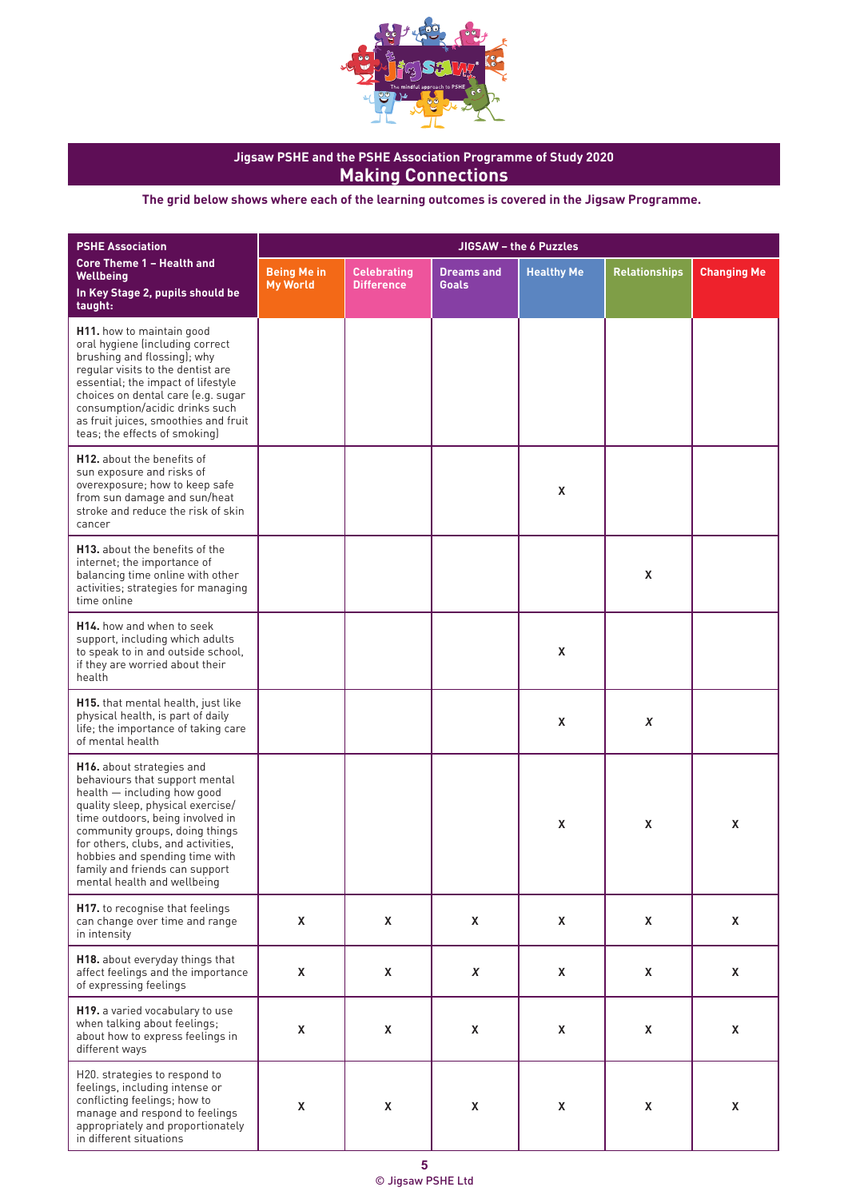## Jigsaw PSHE and the PSHE Association Programme of Study 2020

# Making Connections

**The grid below shows where each of the learning outcomes is covered in the Jigsaw Programme.**

| **PSHE Association Core Theme 1 – Health and Wellbeing** In Key Stage 2, pupils should be taught: | **JIGSAW – the 6 Puzzles** | | | | | |
|---|---|---|---|---|---|---|
| | **Being Me in My World** | **Celebrating Difference** | **Dreams and Goals** | **Healthy Me** | **Relationships** | **Changing Me** |
| **H11.** how to maintain good oral hygiene (including correct brushing and flossing); why regular visits to the dentist are essential; the impact of lifestyle choices on dental care (e.g. sugar consumption/acidic drinks such as fruit juices, smoothies and fruit teas; the effects of smoking) | | | | | | |
| **H12.** about the benefits of sun exposure and risks of overexposure; how to keep safe from sun damage and sun/heat stroke and reduce the risk of skin cancer | | | | X | | |
| **H13.** about the benefits of the internet; the importance of balancing time online with other activities; strategies for managing time online | | | | | X | |
| **H14.** how and when to seek support, including which adults to speak to in and outside school, if they are worried about their health | | | | X | | |
| **H15.** that mental health, just like physical health, is part of daily life; the importance of taking care of mental health | | | | X | X | |
| **H16.** about strategies and behaviours that support mental health — including how good quality sleep, physical exercise/time outdoors, being involved in community groups, doing things for others, clubs, and activities, hobbies and spending time with family and friends can support mental health and wellbeing | | | | X | X | X |
| **H17.** to recognise that feelings can change over time and range in intensity | X | X | X | X | X | X |
| **H18.** about everyday things that affect feelings and the importance of expressing feelings | X | X | X | X | X | X |
| **H19.** a varied vocabulary to use when talking about feelings; about how to express feelings in different ways | X | X | X | X | X | X |
| H20. strategies to respond to feelings, including intense or conflicting feelings; how to manage and respond to feelings appropriately and proportionately in different situations | X | X | X | X | X | X |

© Jigsaw PSHE Ltd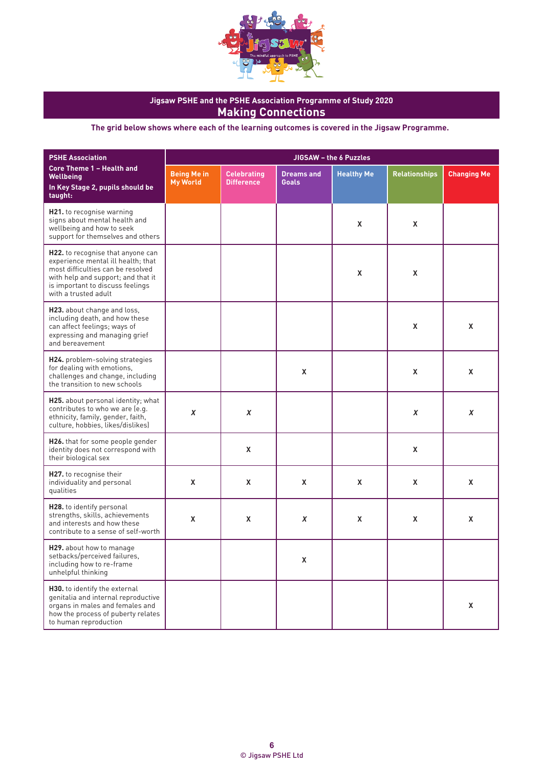## Jigsaw PSHE and the PSHE Association Programme of Study 2020

# Making Connections

**The grid below shows where each of the learning outcomes is covered in the Jigsaw Programme.**

| **PSHE Association** **Core Theme 1 – Health and Wellbeing** **In Key Stage 2, pupils should be taught:** | **JIGSAW – the 6 Puzzles** | | | | | |
|---|---|---|---|---|---|---|
| | **Being Me in My World** | **Celebrating Difference** | **Dreams and Goals** | **Healthy Me** | **Relationships** | **Changing Me** |
| **H21.** to recognise warning signs about mental health and wellbeing and how to seek support for themselves and others | | | | X | X | |
| **H22.** to recognise that anyone can experience mental ill health; that most difficulties can be resolved with help and support; and that it is important to discuss feelings with a trusted adult | | | | X | X | |
| **H23.** about change and loss, including death, and how these can affect feelings; ways of expressing and managing grief and bereavement | | | | | X | X |
| **H24.** problem-solving strategies for dealing with emotions, challenges and change, including the transition to new schools | | | X | | X | X |
| **H25.** about personal identity; what contributes to who we are (e.g. ethnicity, family, gender, faith, culture, hobbies, likes/dislikes) | *X* | *X* | | | *X* | *X* |
| **H26.** that for some people gender identity does not correspond with their biological sex | | X | | | X | |
| **H27.** to recognise their individuality and personal qualities | X | X | X | X | X | X |
| **H28.** to identify personal strengths, skills, achievements and interests and how these contribute to a sense of self-worth | X | X | *X* | X | X | X |
| **H29.** about how to manage setbacks/perceived failures, including how to re-frame unhelpful thinking | | | X | | | |
| **H30.** to identify the external genitalia and internal reproductive organs in males and females and how the process of puberty relates to human reproduction | | | | | | X |

© Jigsaw PSHE Ltd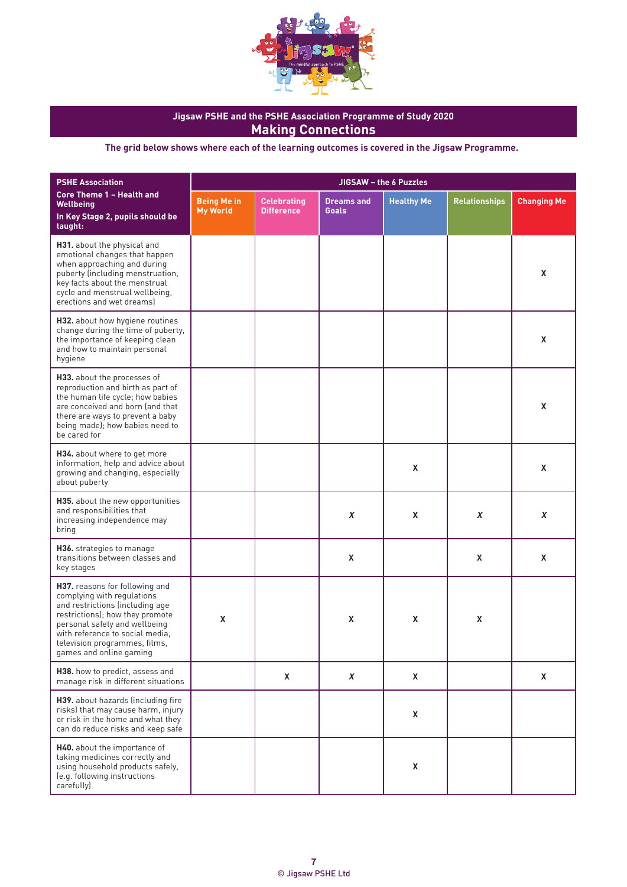## Jigsaw PSHE and the PSHE Association Programme of Study 2020

# Making Connections

**The grid below shows where each of the learning outcomes is covered in the Jigsaw Programme.**

| **PSHE Association** **Core Theme 1 – Health and Wellbeing** **In Key Stage 2, pupils should be taught:** | **JIGSAW – the 6 Puzzles** | | | | | |
|---|---|---|---|---|---|---|
| | **Being Me in My World** | **Celebrating Difference** | **Dreams and Goals** | **Healthy Me** | **Relationships** | **Changing Me** |
| **H31.** about the physical and emotional changes that happen when approaching and during puberty (including menstruation, key facts about the menstrual cycle and menstrual wellbeing, erections and wet dreams) | | | | | | X |
| **H32.** about how hygiene routines change during the time of puberty, the importance of keeping clean and how to maintain personal hygiene | | | | | | X |
| **H33.** about the processes of reproduction and birth as part of the human life cycle; how babies are conceived and born (and that there are ways to prevent a baby being made); how babies need to be cared for | | | | | | X |
| **H34.** about where to get more information, help and advice about growing and changing, especially about puberty | | | | X | | X |
| **H35.** about the new opportunities and responsibilities that increasing independence may bring | | | *X* | X | *X* | *X* |
| **H36.** strategies to manage transitions between classes and key stages | | | X | | X | X |
| **H37.** reasons for following and complying with regulations and restrictions (including age restrictions); how they promote personal safety and wellbeing with reference to social media, television programmes, films, games and online gaming | X | | X | X | X | |
| **H38.** how to predict, assess and manage risk in different situations | | X | *X* | X | | X |
| **H39.** about hazards (including fire risks) that may cause harm, injury or risk in the home and what they can do reduce risks and keep safe | | | | X | | |
| **H40.** about the importance of taking medicines correctly and using household products safely, (e.g. following instructions carefully) | | | | X | | |

© Jigsaw PSHE Ltd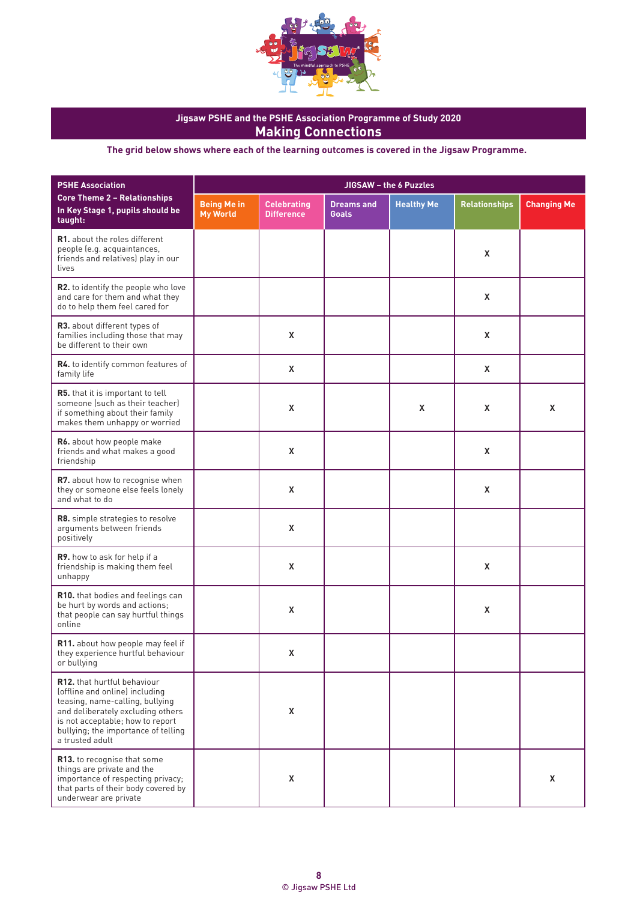## Jigsaw PSHE and the PSHE Association Programme of Study 2020

# Making Connections

**The grid below shows where each of the learning outcomes is covered in the Jigsaw Programme.**

| PSHE Association Core Theme 2 – Relationships In Key Stage 1, pupils should be taught: | JIGSAW – the 6 Puzzles | | | | | |
|---|---|---|---|---|---|---|
| | Being Me in My World | Celebrating Difference | Dreams and Goals | Healthy Me | Relationships | Changing Me |
| **R1.** about the roles different people (e.g. acquaintances, friends and relatives) play in our lives | | | | | X | |
| **R2.** to identify the people who love and care for them and what they do to help them feel cared for | | | | | X | |
| **R3.** about different types of families including those that may be different to their own | | X | | | X | |
| **R4.** to identify common features of family life | | X | | | X | |
| **R5.** that it is important to tell someone (such as their teacher) if something about their family makes them unhappy or worried | | X | | X | X | X |
| **R6.** about how people make friends and what makes a good friendship | | X | | | X | |
| **R7.** about how to recognise when they or someone else feels lonely and what to do | | X | | | X | |
| **R8.** simple strategies to resolve arguments between friends positively | | X | | | | |
| **R9.** how to ask for help if a friendship is making them feel unhappy | | X | | | X | |
| **R10.** that bodies and feelings can be hurt by words and actions; that people can say hurtful things online | | X | | | X | |
| **R11.** about how people may feel if they experience hurtful behaviour or bullying | | X | | | | |
| **R12.** that hurtful behaviour (offline and online) including teasing, name-calling, bullying and deliberately excluding others is not acceptable; how to report bullying; the importance of telling a trusted adult | | X | | | | |
| **R13.** to recognise that some things are private and the importance of respecting privacy; that parts of their body covered by underwear are private | | X | | | | X |

© Jigsaw PSHE Ltd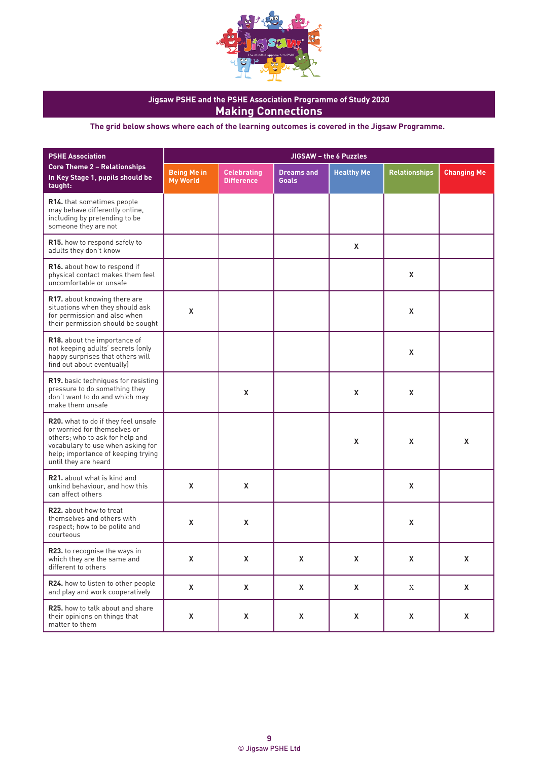## Jigsaw PSHE and the PSHE Association Programme of Study 2020

# Making Connections

**The grid below shows where each of the learning outcomes is covered in the Jigsaw Programme.**

| PSHE Association Core Theme 2 – Relationships In Key Stage 1, pupils should be taught: | JIGSAW – the 6 Puzzles | | | | | |
|---|---|---|---|---|---|---|
| | Being Me in My World | Celebrating Difference | Dreams and Goals | Healthy Me | Relationships | Changing Me |
| **R14.** that sometimes people may behave differently online, including by pretending to be someone they are not | | | | | | |
| **R15.** how to respond safely to adults they don't know | | | | X | | |
| **R16.** about how to respond if physical contact makes them feel uncomfortable or unsafe | | | | | X | |
| **R17.** about knowing there are situations when they should ask for permission and also when their permission should be sought | X | | | | X | |
| **R18.** about the importance of not keeping adults' secrets (only happy surprises that others will find out about eventually) | | | | | X | |
| **R19.** basic techniques for resisting pressure to do something they don't want to do and which may make them unsafe | | X | | X | X | |
| **R20.** what to do if they feel unsafe or worried for themselves or others; who to ask for help and vocabulary to use when asking for help; importance of keeping trying until they are heard | | | | X | X | X |
| **R21.** about what is kind and unkind behaviour, and how this can affect others | X | X | | | X | |
| **R22.** about how to treat themselves and others with respect; how to be polite and courteous | X | X | | | X | |
| **R23.** to recognise the ways in which they are the same and different to others | X | X | X | X | X | X |
| **R24.** how to listen to other people and play and work cooperatively | X | X | X | X | X | X |
| **R25.** how to talk about and share their opinions on things that matter to them | X | X | X | X | X | X |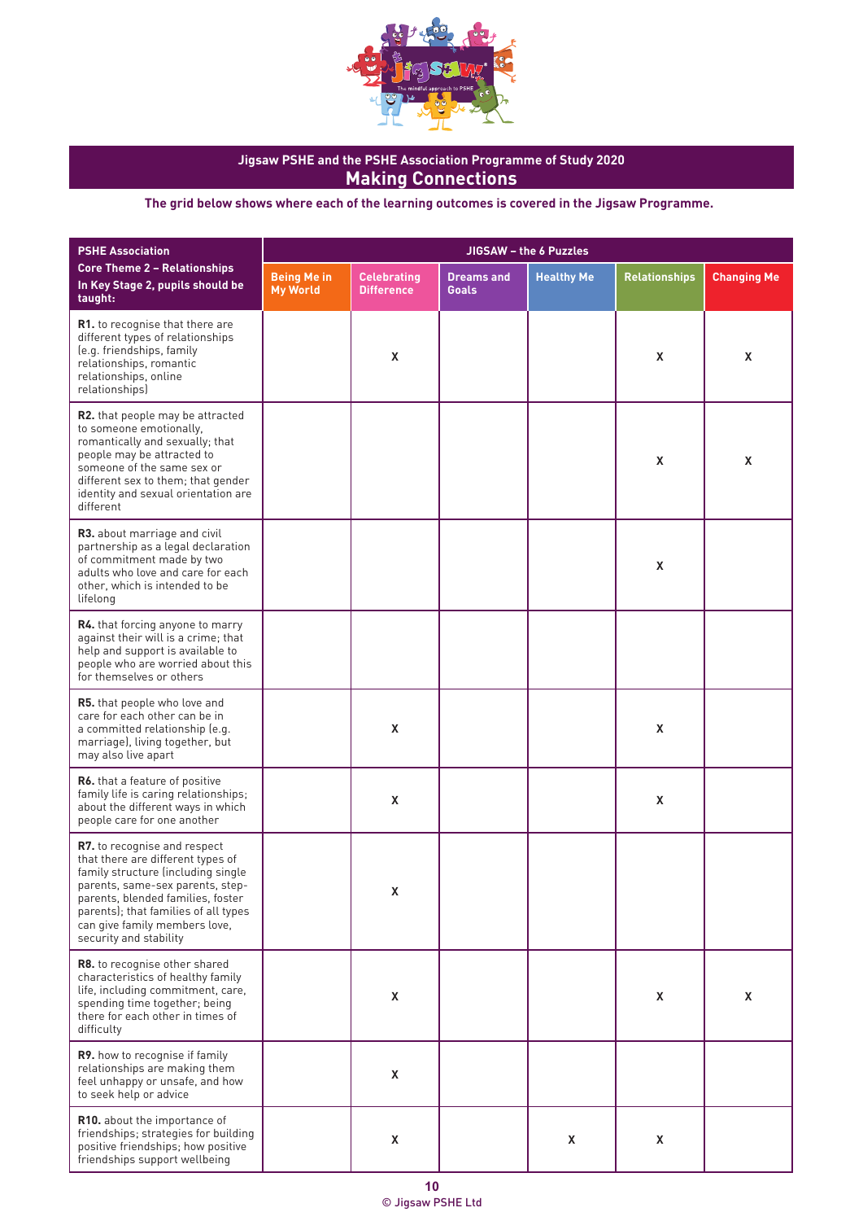## Jigsaw PSHE and the PSHE Association Programme of Study 2020

# Making Connections

**The grid below shows where each of the learning outcomes is covered in the Jigsaw Programme.**

| PSHE Association Core Theme 2 – Relationships In Key Stage 2, pupils should be taught: | JIGSAW – the 6 Puzzles | | | | | |
|---|---|---|---|---|---|---|
| | Being Me in My World | Celebrating Difference | Dreams and Goals | Healthy Me | Relationships | Changing Me |
| **R1.** to recognise that there are different types of relationships (e.g. friendships, family relationships, romantic relationships, online relationships) | | X | | | X | X |
| **R2.** that people may be attracted to someone emotionally, romantically and sexually; that people may be attracted to someone of the same sex or different sex to them; that gender identity and sexual orientation are different | | | | | X | X |
| **R3.** about marriage and civil partnership as a legal declaration of commitment made by two adults who love and care for each other, which is intended to be lifelong | | | | | X | |
| **R4.** that forcing anyone to marry against their will is a crime; that help and support is available to people who are worried about this for themselves or others | | | | | | |
| **R5.** that people who love and care for each other can be in a committed relationship (e.g. marriage), living together, but may also live apart | | X | | | X | |
| **R6.** that a feature of positive family life is caring relationships; about the different ways in which people care for one another | | X | | | X | |
| **R7.** to recognise and respect that there are different types of family structure (including single parents, same-sex parents, step-parents, blended families, foster parents); that families of all types can give family members love, security and stability | | X | | | | |
| **R8.** to recognise other shared characteristics of healthy family life, including commitment, care, spending time together; being there for each other in times of difficulty | | X | | | X | X |
| **R9.** how to recognise if family relationships are making them feel unhappy or unsafe, and how to seek help or advice | | X | | | | |
| **R10.** about the importance of friendships; strategies for building positive friendships; how positive friendships support wellbeing | | X | | X | X | |

© Jigsaw PSHE Ltd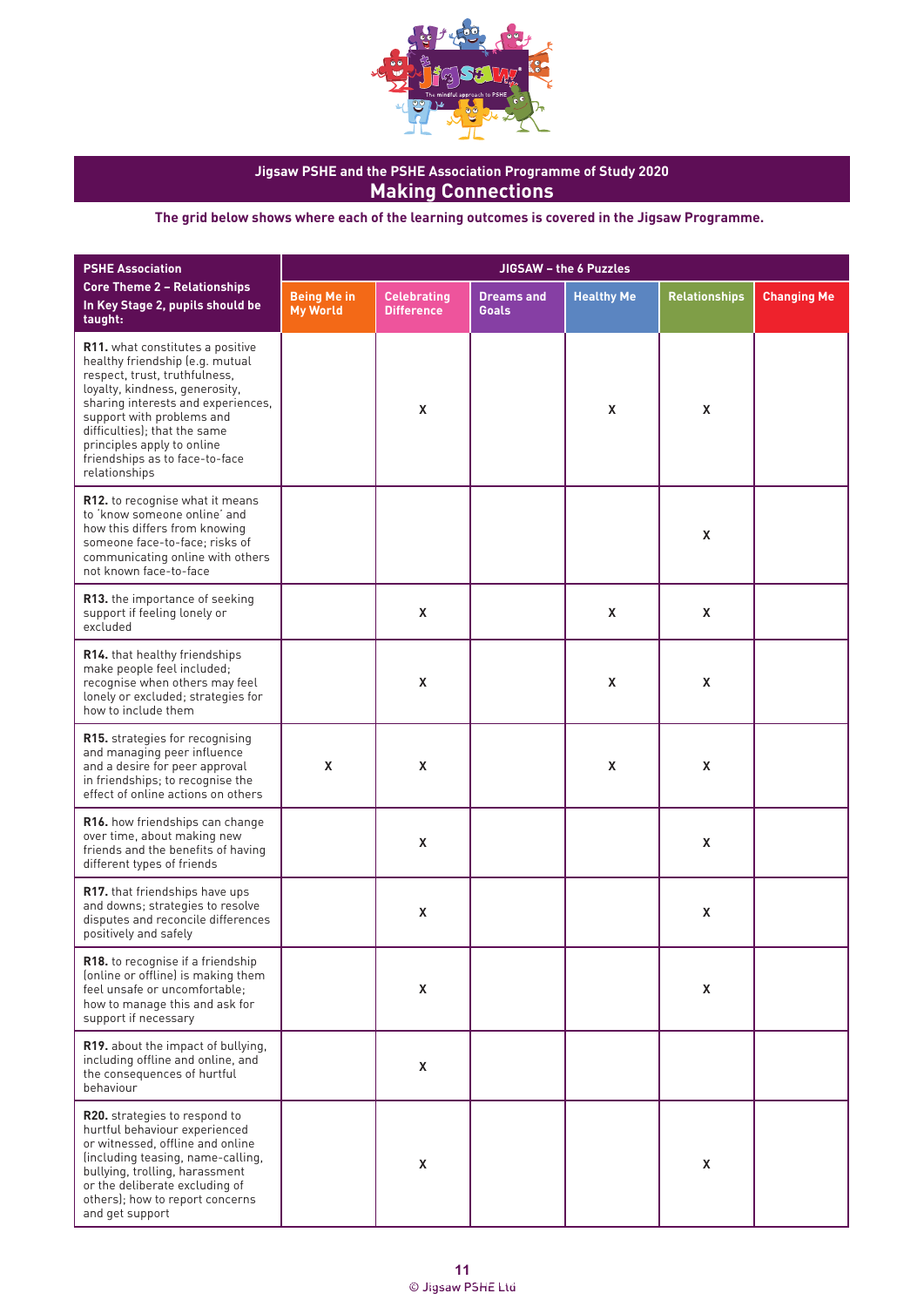# Jigsaw PSHE and the PSHE Association Programme of Study 2020

## Making Connections

**The grid below shows where each of the learning outcomes is covered in the Jigsaw Programme.**

| PSHE Association Core Theme 2 – Relationships In Key Stage 2, pupils should be taught: | JIGSAW – the 6 Puzzles | | | | | |
|---|---|---|---|---|---|---|
| | Being Me in My World | Celebrating Difference | Dreams and Goals | Healthy Me | Relationships | Changing Me |
| **R11.** what constitutes a positive healthy friendship (e.g. mutual respect, trust, truthfulness, loyalty, kindness, generosity, sharing interests and experiences, support with problems and difficulties); that the same principles apply to online friendships as to face-to-face relationships | | X | | X | X | |
| **R12.** to recognise what it means to 'know someone online' and how this differs from knowing someone face-to-face; risks of communicating online with others not known face-to-face | | | | | X | |
| **R13.** the importance of seeking support if feeling lonely or excluded | | X | | X | X | |
| **R14.** that healthy friendships make people feel included; recognise when others may feel lonely or excluded; strategies for how to include them | | X | | X | X | |
| **R15.** strategies for recognising and managing peer influence and a desire for peer approval in friendships; to recognise the effect of online actions on others | X | X | | X | X | |
| **R16.** how friendships can change over time, about making new friends and the benefits of having different types of friends | | X | | | X | |
| **R17.** that friendships have ups and downs; strategies to resolve disputes and reconcile differences positively and safely | | X | | | X | |
| **R18.** to recognise if a friendship (online or offline) is making them feel unsafe or uncomfortable; how to manage this and ask for support if necessary | | X | | | X | |
| **R19.** about the impact of bullying, including offline and online, and the consequences of hurtful behaviour | | X | | | | |
| **R20.** strategies to respond to hurtful behaviour experienced or witnessed, offline and online (including teasing, name-calling, bullying, trolling, harassment or the deliberate excluding of others); how to report concerns and get support | | X | | | X | |

© Jigsaw PSHE Ltd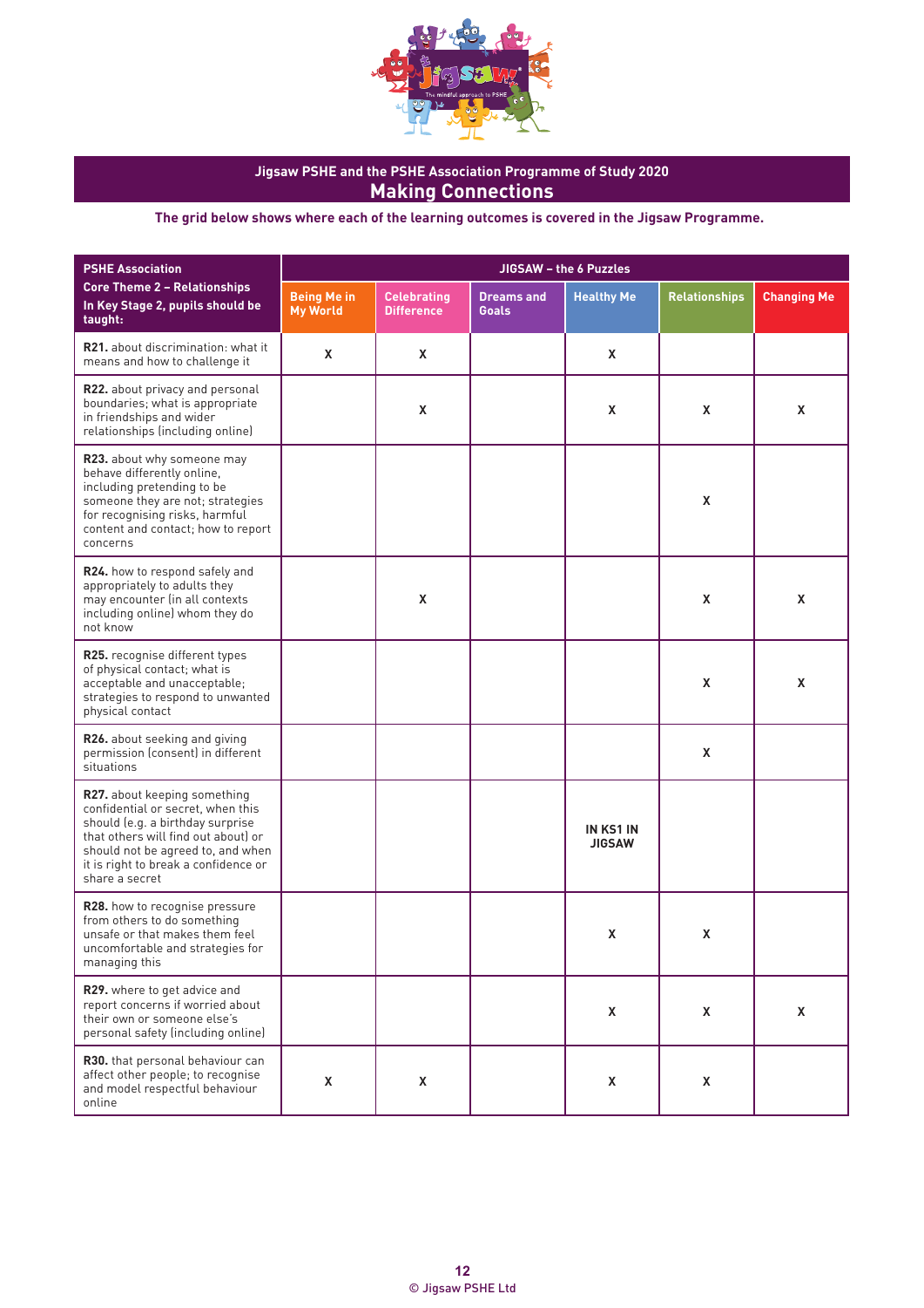## Jigsaw PSHE and the PSHE Association Programme of Study 2020

# Making Connections

**The grid below shows where each of the learning outcomes is covered in the Jigsaw Programme.**

| PSHE Association Core Theme 2 – Relationships In Key Stage 2, pupils should be taught: | JIGSAW – the 6 Puzzles | | | | | |
|---|---|---|---|---|---|---|
| | Being Me in My World | Celebrating Difference | Dreams and Goals | Healthy Me | Relationships | Changing Me |
| **R21.** about discrimination: what it means and how to challenge it | X | X | | X | | |
| **R22.** about privacy and personal boundaries; what is appropriate in friendships and wider relationships (including online) | | X | | X | X | X |
| **R23.** about why someone may behave differently online, including pretending to be someone they are not; strategies for recognising risks, harmful content and contact; how to report concerns | | | | | X | |
| **R24.** how to respond safely and appropriately to adults they may encounter (in all contexts including online) whom they do not know | | X | | | X | X |
| **R25.** recognise different types of physical contact; what is acceptable and unacceptable; strategies to respond to unwanted physical contact | | | | | X | X |
| **R26.** about seeking and giving permission (consent) in different situations | | | | | X | |
| **R27.** about keeping something confidential or secret, when this should (e.g. a birthday surprise that others will find out about) or should not be agreed to, and when it is right to break a confidence or share a secret | | | | IN KS1 IN JIGSAW | | |
| **R28.** how to recognise pressure from others to do something unsafe or that makes them feel uncomfortable and strategies for managing this | | | | X | X | |
| **R29.** where to get advice and report concerns if worried about their own or someone else's personal safety (including online) | | | | X | X | X |
| **R30.** that personal behaviour can affect other people; to recognise and model respectful behaviour online | X | X | | X | X | |

© Jigsaw PSHE Ltd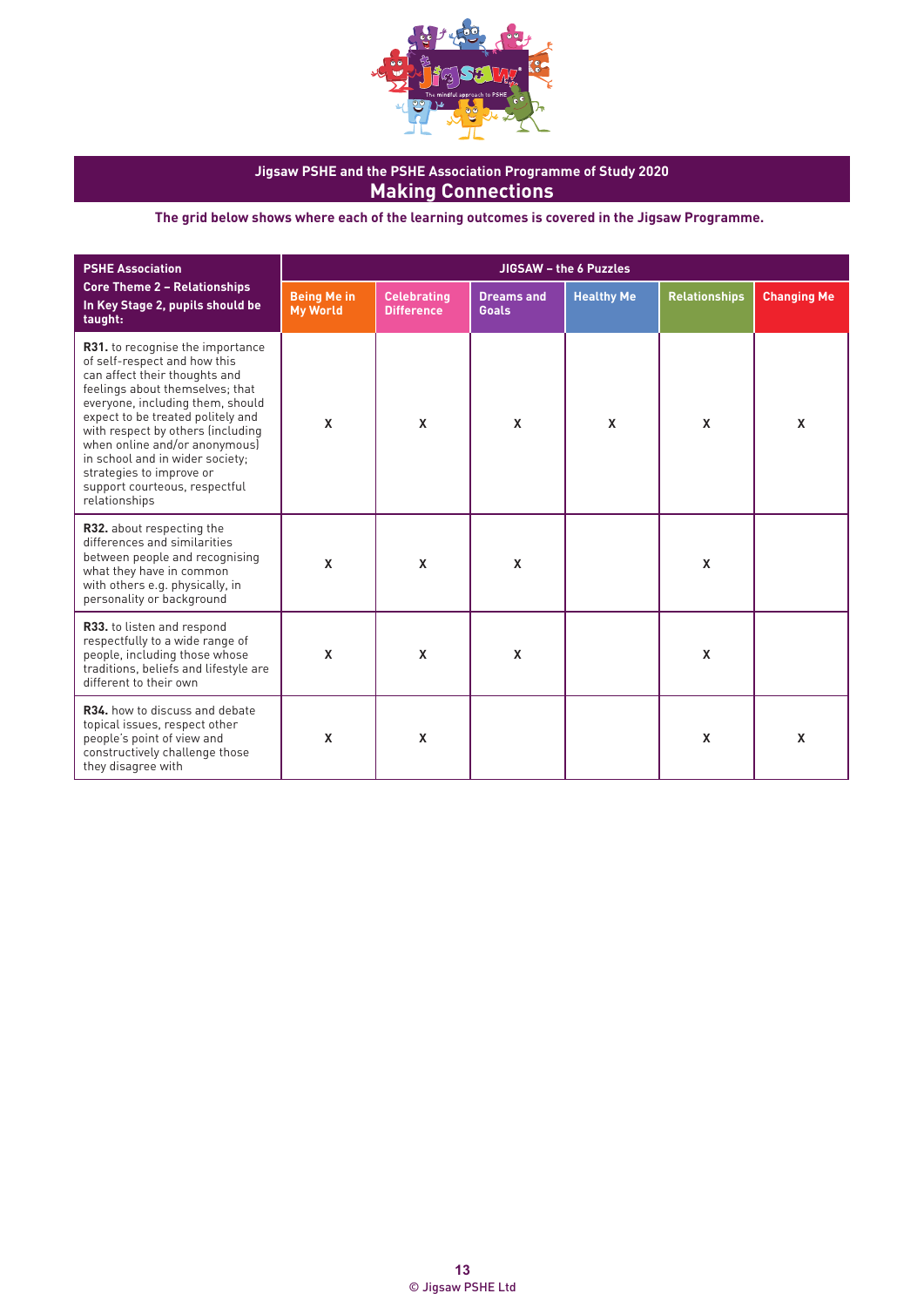## Jigsaw PSHE and the PSHE Association Programme of Study 2020

# Making Connections

**The grid below shows where each of the learning outcomes is covered in the Jigsaw Programme.**

| PSHE Association Core Theme 2 – Relationships In Key Stage 2, pupils should be taught: | JIGSAW – the 6 Puzzles | | | | | |
|---|---|---|---|---|---|---|
| | Being Me in My World | Celebrating Difference | Dreams and Goals | Healthy Me | Relationships | Changing Me |
| **R31.** to recognise the importance of self-respect and how this can affect their thoughts and feelings about themselves; that everyone, including them, should expect to be treated politely and with respect by others (including when online and/or anonymous) in school and in wider society; strategies to improve or support courteous, respectful relationships | X | X | X | X | X | X |
| **R32.** about respecting the differences and similarities between people and recognising what they have in common with others e.g. physically, in personality or background | X | X | X | | X | |
| **R33.** to listen and respond respectfully to a wide range of people, including those whose traditions, beliefs and lifestyle are different to their own | X | X | X | | X | |
| **R34.** how to discuss and debate topical issues, respect other people's point of view and constructively challenge those they disagree with | X | X | | | X | X |

© Jigsaw PSHE Ltd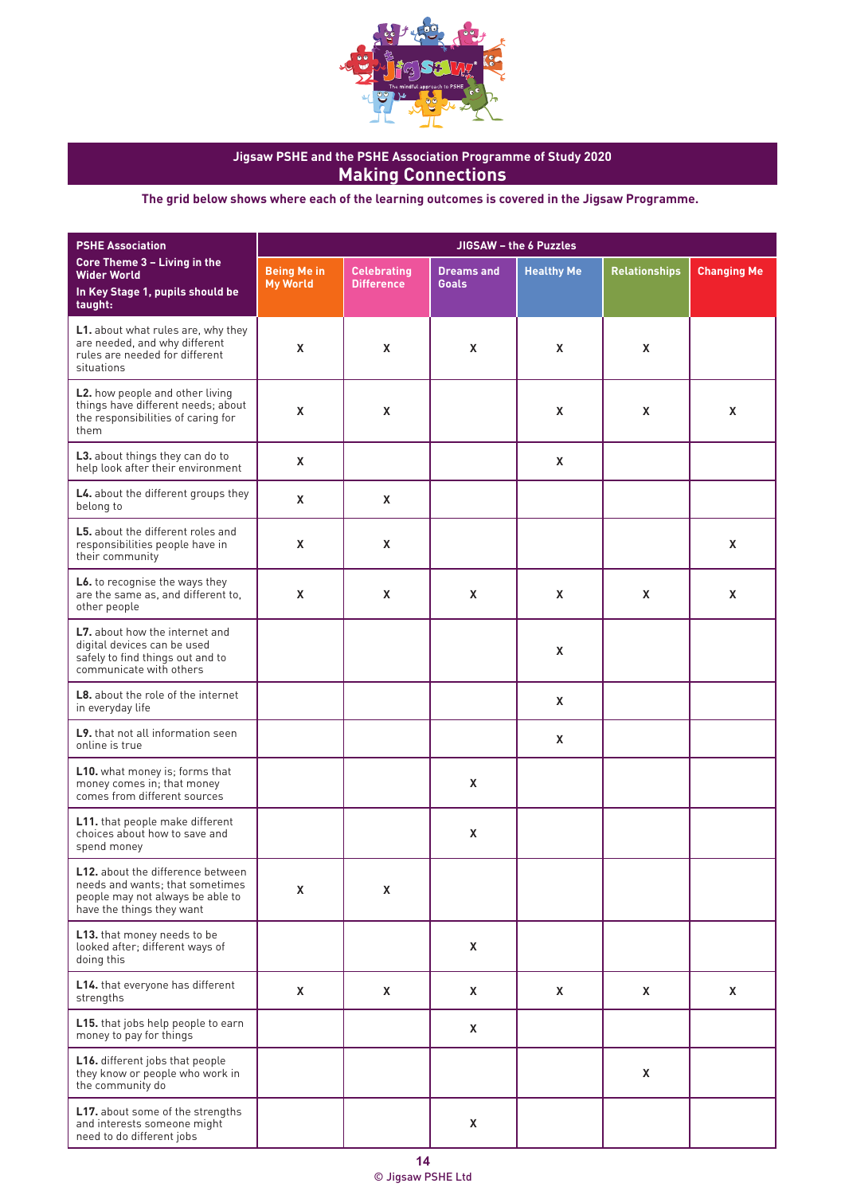## Jigsaw PSHE and the PSHE Association Programme of Study 2020

# Making Connections

**The grid below shows where each of the learning outcomes is covered in the Jigsaw Programme.**

| PSHE Association Core Theme 3 – Living in the Wider World. In Key Stage 1, pupils should be taught: | JIGSAW – the 6 Puzzles | | | | | |
|---|---|---|---|---|---|---|
| | Being Me in My World | Celebrating Difference | Dreams and Goals | Healthy Me | Relationships | Changing Me |
| **L1.** about what rules are, why they are needed, and why different rules are needed for different situations | X | X | X | X | X | |
| **L2.** how people and other living things have different needs; about the responsibilities of caring for them | X | X | | X | X | X |
| **L3.** about things they can do to help look after their environment | X | | | X | | |
| **L4.** about the different groups they belong to | X | X | | | | |
| **L5.** about the different roles and responsibilities people have in their community | X | X | | | | X |
| **L6.** to recognise the ways they are the same as, and different to, other people | X | X | X | X | X | X |
| **L7.** about how the internet and digital devices can be used safely to find things out and to communicate with others | | | | X | | |
| **L8.** about the role of the internet in everyday life | | | | X | | |
| **L9.** that not all information seen online is true | | | | X | | |
| **L10.** what money is; forms that money comes in; that money comes from different sources | | | X | | | |
| **L11.** that people make different choices about how to save and spend money | | | X | | | |
| **L12.** about the difference between needs and wants; that sometimes people may not always be able to have the things they want | X | X | | | | |
| **L13.** that money needs to be looked after; different ways of doing this | | | X | | | |
| **L14.** that everyone has different strengths | X | X | X | X | X | X |
| **L15.** that jobs help people to earn money to pay for things | | | X | | | |
| **L16.** different jobs that people they know or people who work in the community do | | | | | X | |
| **L17.** about some of the strengths and interests someone might need to do different jobs | | | X | | | |

© Jigsaw PSHE Ltd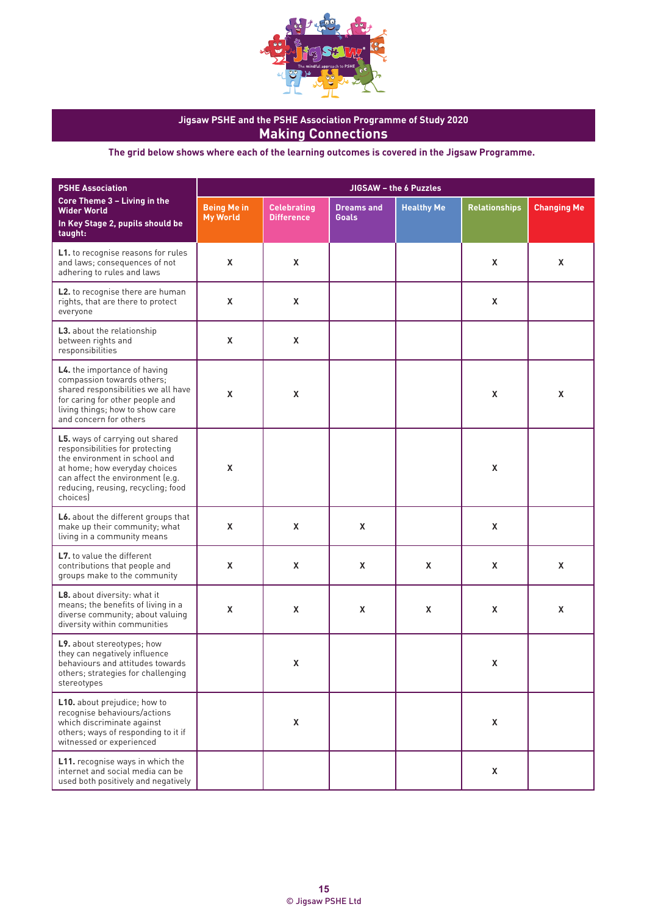## Jigsaw PSHE and the PSHE Association Programme of Study 2020

# Making Connections

**The grid below shows where each of the learning outcomes is covered in the Jigsaw Programme.**

| PSHE Association Core Theme 3 – Living in the Wider World. In Key Stage 2, pupils should be taught: | JIGSAW – the 6 Puzzles | | | | | |
|---|---|---|---|---|---|---|
| | **Being Me in My World** | **Celebrating Difference** | **Dreams and Goals** | **Healthy Me** | **Relationships** | **Changing Me** |
| **L1.** to recognise reasons for rules and laws; consequences of not adhering to rules and laws | X | X | | | X | X |
| **L2.** to recognise there are human rights, that are there to protect everyone | X | X | | | X | |
| **L3.** about the relationship between rights and responsibilities | X | X | | | | |
| **L4.** the importance of having compassion towards others; shared responsibilities we all have for caring for other people and living things; how to show care and concern for others | X | X | | | X | X |
| **L5.** ways of carrying out shared responsibilities for protecting the environment in school and at home; how everyday choices can affect the environment (e.g. reducing, reusing, recycling; food choices) | X | | | | X | |
| **L6.** about the different groups that make up their community; what living in a community means | X | X | X | | X | |
| **L7.** to value the different contributions that people and groups make to the community | X | X | X | X | X | X |
| **L8.** about diversity: what it means; the benefits of living in a diverse community; about valuing diversity within communities | X | X | X | X | X | X |
| **L9.** about stereotypes; how they can negatively influence behaviours and attitudes towards others; strategies for challenging stereotypes | | X | | | X | |
| **L10.** about prejudice; how to recognise behaviours/actions which discriminate against others; ways of responding to it if witnessed or experienced | | X | | | X | |
| **L11.** recognise ways in which the internet and social media can be used both positively and negatively | | | | | X | |

© Jigsaw PSHE Ltd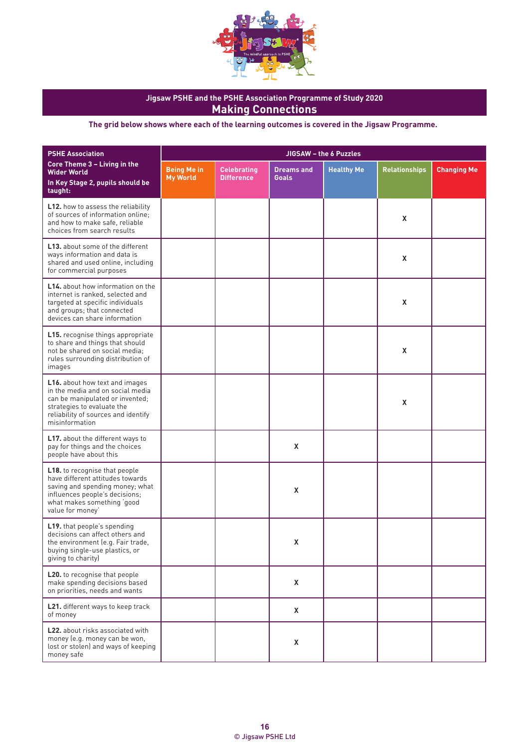## Jigsaw PSHE and the PSHE Association Programme of Study 2020

# Making Connections

**The grid below shows where each of the learning outcomes is covered in the Jigsaw Programme.**

| **PSHE Association**<br>**Core Theme 3 – Living in the Wider World**<br>**In Key Stage 2, pupils should be taught:** | **JIGSAW – the 6 Puzzles** | | | | | |
|---|---|---|---|---|---|---|
| | **Being Me in My World** | **Celebrating Difference** | **Dreams and Goals** | **Healthy Me** | **Relationships** | **Changing Me** |
| **L12.** how to assess the reliability of sources of information online; and how to make safe, reliable choices from search results | | | | | X | |
| **L13.** about some of the different ways information and data is shared and used online, including for commercial purposes | | | | | X | |
| **L14.** about how information on the internet is ranked, selected and targeted at specific individuals and groups; that connected devices can share information | | | | | X | |
| **L15.** recognise things appropriate to share and things that should not be shared on social media; rules surrounding distribution of images | | | | | X | |
| **L16.** about how text and images in the media and on social media can be manipulated or invented; strategies to evaluate the reliability of sources and identify misinformation | | | | | X | |
| **L17.** about the different ways to pay for things and the choices people have about this | | | X | | | |
| **L18.** to recognise that people have different attitudes towards saving and spending money; what influences people's decisions; what makes something 'good value for money' | | | X | | | |
| **L19.** that people's spending decisions can affect others and the environment (e.g. Fair trade, buying single-use plastics, or giving to charity) | | | X | | | |
| **L20.** to recognise that people make spending decisions based on priorities, needs and wants | | | X | | | |
| **L21.** different ways to keep track of money | | | X | | | |
| **L22.** about risks associated with money (e.g. money can be won, lost or stolen) and ways of keeping money safe | | | X | | | |

© Jigsaw PSHE Ltd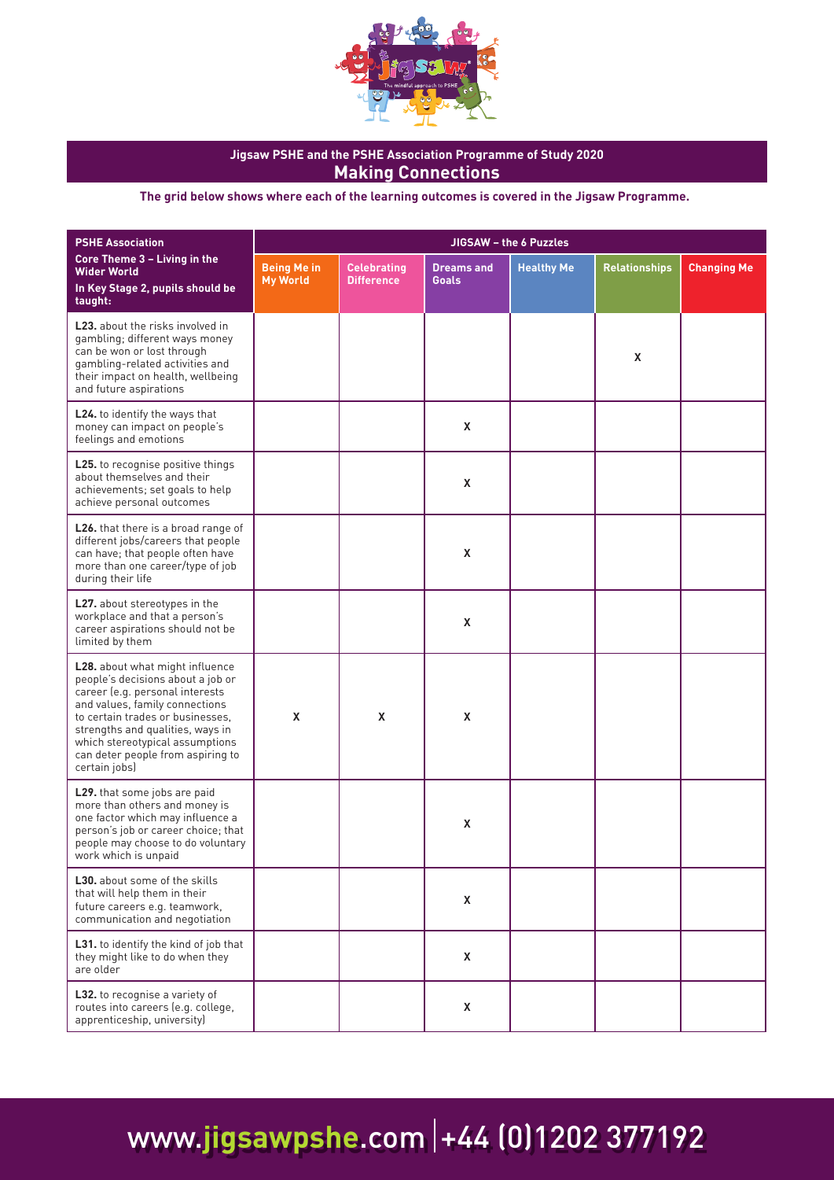## Jigsaw PSHE and the PSHE Association Programme of Study 2020

# Making Connections

**The grid below shows where each of the learning outcomes is covered in the Jigsaw Programme.**

| **PSHE Association Core Theme 3 – Living in the Wider World In Key Stage 2, pupils should be taught:** | **JIGSAW – the 6 Puzzles** | | | | | |
|---|---|---|---|---|---|---|
| | **Being Me in My World** | **Celebrating Difference** | **Dreams and Goals** | **Healthy Me** | **Relationships** | **Changing Me** |
| **L23.** about the risks involved in gambling; different ways money can be won or lost through gambling-related activities and their impact on health, wellbeing and future aspirations | | | | | X | |
| **L24.** to identify the ways that money can impact on people's feelings and emotions | | | X | | | |
| **L25.** to recognise positive things about themselves and their achievements; set goals to help achieve personal outcomes | | | X | | | |
| **L26.** that there is a broad range of different jobs/careers that people can have; that people often have more than one career/type of job during their life | | | X | | | |
| **L27.** about stereotypes in the workplace and that a person's career aspirations should not be limited by them | | | X | | | |
| **L28.** about what might influence people's decisions about a job or career (e.g. personal interests and values, family connections to certain trades or businesses, strengths and qualities, ways in which stereotypical assumptions can deter people from aspiring to certain jobs) | X | X | X | | | |
| **L29.** that some jobs are paid more than others and money is one factor which may influence a person's job or career choice; that people may choose to do voluntary work which is unpaid | | | X | | | |
| **L30.** about some of the skills that will help them in their future careers e.g. teamwork, communication and negotiation | | | X | | | |
| **L31.** to identify the kind of job that they might like to do when they are older | | | X | | | |
| **L32.** to recognise a variety of routes into careers (e.g. college, apprenticeship, university) | | | X | | | |

www.jigsawpshe.com | +44 (0)1202 377192